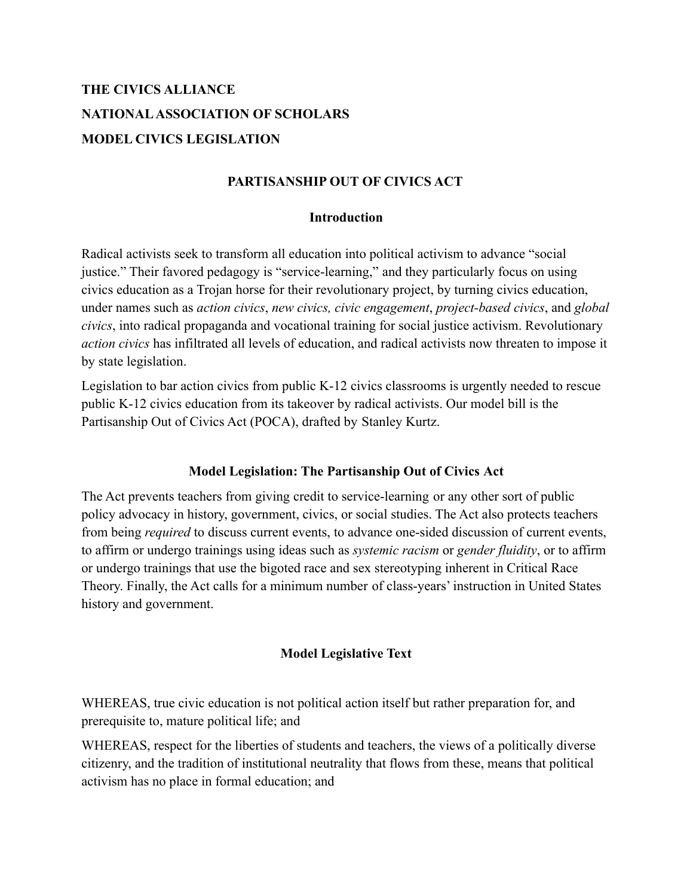**THE CIVICS ALLIANCE**

**NATIONAL ASSOCIATION OF SCHOLARS**

**MODEL CIVICS LEGISLATION**

# PARTISANSHIP OUT OF CIVICS ACT

## Introduction

Radical activists seek to transform all education into political activism to advance "social justice." Their favored pedagogy is "service-learning," and they particularly focus on using civics education as a Trojan horse for their revolutionary project, by turning civics education, under names such as *action civics*, *new civics, civic engagement*, *project-based civics*, and *global civics*, into radical propaganda and vocational training for social justice activism. Revolutionary *action civics* has infiltrated all levels of education, and radical activists now threaten to impose it by state legislation.

Legislation to bar action civics from public K-12 civics classrooms is urgently needed to rescue public K-12 civics education from its takeover by radical activists. Our model bill is the Partisanship Out of Civics Act (POCA), drafted by Stanley Kurtz.

## Model Legislation: The Partisanship Out of Civics Act

The Act prevents teachers from giving credit to service-learning or any other sort of public policy advocacy in history, government, civics, or social studies. The Act also protects teachers from being *required* to discuss current events, to advance one-sided discussion of current events, to affirm or undergo trainings using ideas such as *systemic racism* or *gender fluidity*, or to affirm or undergo trainings that use the bigoted race and sex stereotyping inherent in Critical Race Theory. Finally, the Act calls for a minimum number of class-years' instruction in United States history and government.

## Model Legislative Text

WHEREAS, true civic education is not political action itself but rather preparation for, and prerequisite to, mature political life; and

WHEREAS, respect for the liberties of students and teachers, the views of a politically diverse citizenry, and the tradition of institutional neutrality that flows from these, means that political activism has no place in formal education; and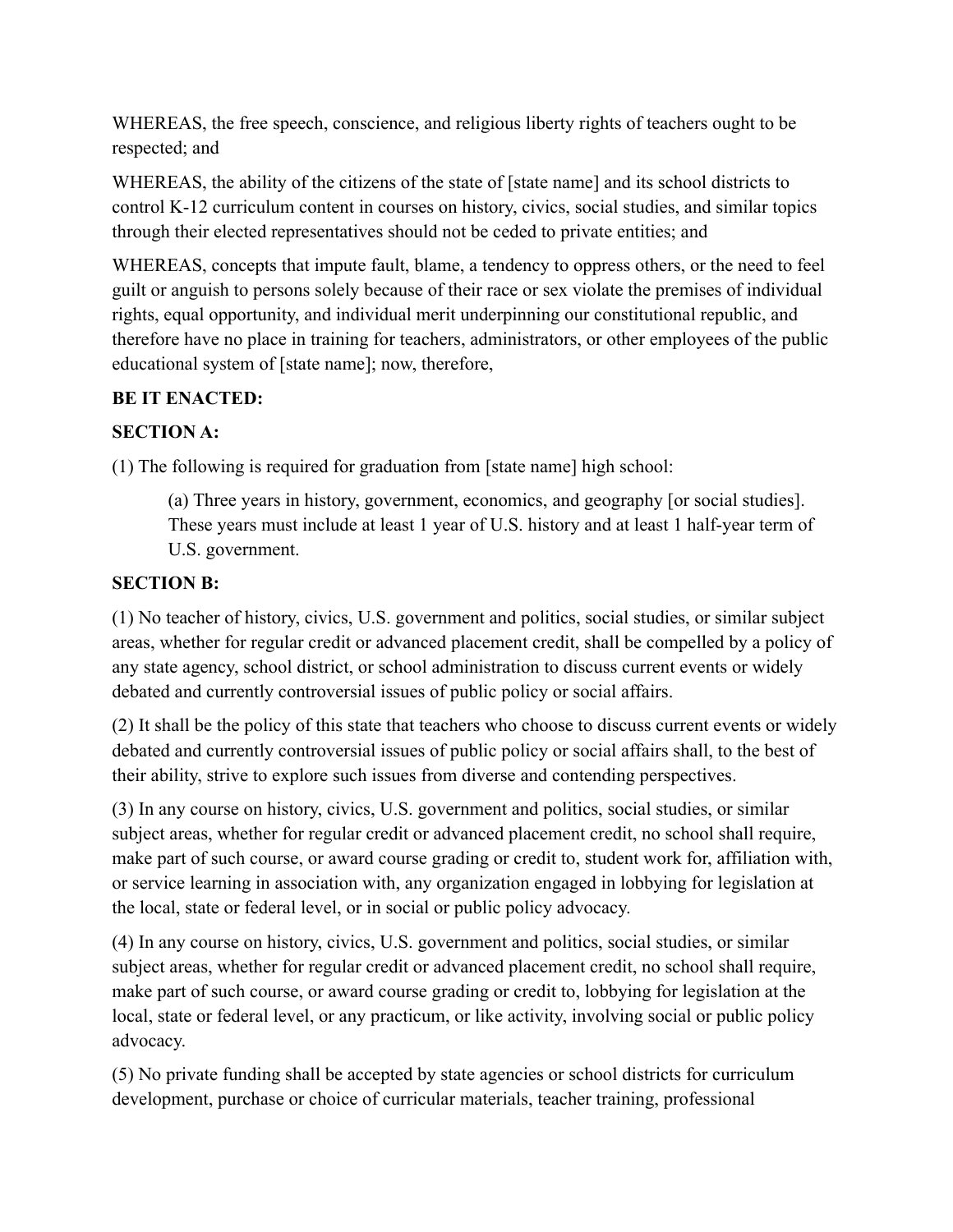WHEREAS, the free speech, conscience, and religious liberty rights of teachers ought to be respected; and

WHEREAS, the ability of the citizens of the state of [state name] and its school districts to control K-12 curriculum content in courses on history, civics, social studies, and similar topics through their elected representatives should not be ceded to private entities; and

WHEREAS, concepts that impute fault, blame, a tendency to oppress others, or the need to feel guilt or anguish to persons solely because of their race or sex violate the premises of individual rights, equal opportunity, and individual merit underpinning our constitutional republic, and therefore have no place in training for teachers, administrators, or other employees of the public educational system of [state name]; now, therefore,

**BE IT ENACTED:**

**SECTION A:**

(1) The following is required for graduation from [state name] high school:

> (a) Three years in history, government, economics, and geography [or social studies]. These years must include at least 1 year of U.S. history and at least 1 half-year term of U.S. government.

**SECTION B:**

(1) No teacher of history, civics, U.S. government and politics, social studies, or similar subject areas, whether for regular credit or advanced placement credit, shall be compelled by a policy of any state agency, school district, or school administration to discuss current events or widely debated and currently controversial issues of public policy or social affairs.

(2) It shall be the policy of this state that teachers who choose to discuss current events or widely debated and currently controversial issues of public policy or social affairs shall, to the best of their ability, strive to explore such issues from diverse and contending perspectives.

(3) In any course on history, civics, U.S. government and politics, social studies, or similar subject areas, whether for regular credit or advanced placement credit, no school shall require, make part of such course, or award course grading or credit to, student work for, affiliation with, or service learning in association with, any organization engaged in lobbying for legislation at the local, state or federal level, or in social or public policy advocacy.

(4) In any course on history, civics, U.S. government and politics, social studies, or similar subject areas, whether for regular credit or advanced placement credit, no school shall require, make part of such course, or award course grading or credit to, lobbying for legislation at the local, state or federal level, or any practicum, or like activity, involving social or public policy advocacy.

(5) No private funding shall be accepted by state agencies or school districts for curriculum development, purchase or choice of curricular materials, teacher training, professional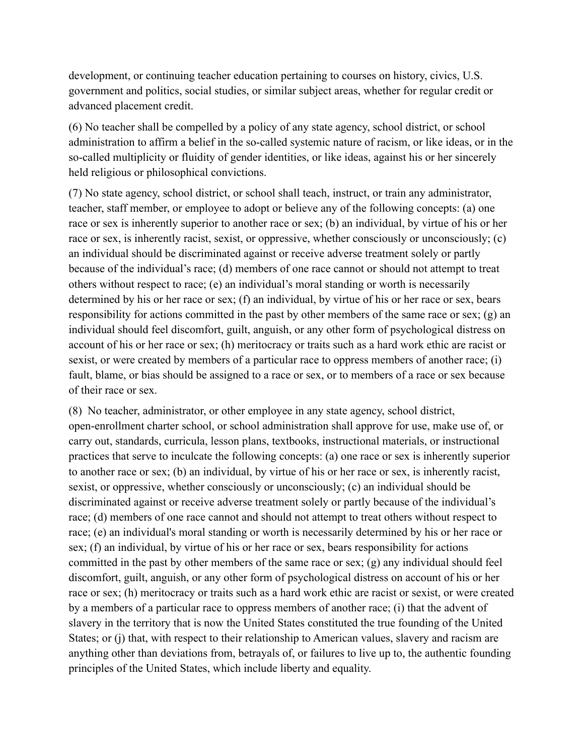development, or continuing teacher education pertaining to courses on history, civics, U.S. government and politics, social studies, or similar subject areas, whether for regular credit or advanced placement credit.

(6) No teacher shall be compelled by a policy of any state agency, school district, or school administration to affirm a belief in the so-called systemic nature of racism, or like ideas, or in the so-called multiplicity or fluidity of gender identities, or like ideas, against his or her sincerely held religious or philosophical convictions.

(7) No state agency, school district, or school shall teach, instruct, or train any administrator, teacher, staff member, or employee to adopt or believe any of the following concepts: (a) one race or sex is inherently superior to another race or sex; (b) an individual, by virtue of his or her race or sex, is inherently racist, sexist, or oppressive, whether consciously or unconsciously; (c) an individual should be discriminated against or receive adverse treatment solely or partly because of the individual's race; (d) members of one race cannot or should not attempt to treat others without respect to race; (e) an individual's moral standing or worth is necessarily determined by his or her race or sex; (f) an individual, by virtue of his or her race or sex, bears responsibility for actions committed in the past by other members of the same race or sex; (g) an individual should feel discomfort, guilt, anguish, or any other form of psychological distress on account of his or her race or sex; (h) meritocracy or traits such as a hard work ethic are racist or sexist, or were created by members of a particular race to oppress members of another race; (i) fault, blame, or bias should be assigned to a race or sex, or to members of a race or sex because of their race or sex.

(8) No teacher, administrator, or other employee in any state agency, school district, open-enrollment charter school, or school administration shall approve for use, make use of, or carry out, standards, curricula, lesson plans, textbooks, instructional materials, or instructional practices that serve to inculcate the following concepts: (a) one race or sex is inherently superior to another race or sex; (b) an individual, by virtue of his or her race or sex, is inherently racist, sexist, or oppressive, whether consciously or unconsciously; (c) an individual should be discriminated against or receive adverse treatment solely or partly because of the individual's race; (d) members of one race cannot and should not attempt to treat others without respect to race; (e) an individual's moral standing or worth is necessarily determined by his or her race or sex; (f) an individual, by virtue of his or her race or sex, bears responsibility for actions committed in the past by other members of the same race or sex; (g) any individual should feel discomfort, guilt, anguish, or any other form of psychological distress on account of his or her race or sex; (h) meritocracy or traits such as a hard work ethic are racist or sexist, or were created by a members of a particular race to oppress members of another race; (i) that the advent of slavery in the territory that is now the United States constituted the true founding of the United States; or (j) that, with respect to their relationship to American values, slavery and racism are anything other than deviations from, betrayals of, or failures to live up to, the authentic founding principles of the United States, which include liberty and equality.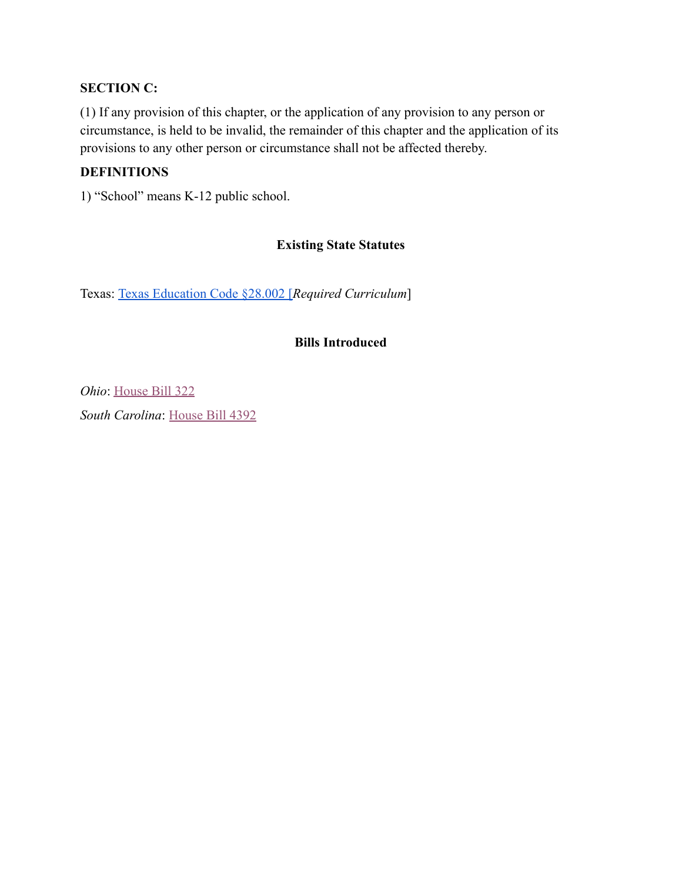**SECTION C:**

(1) If any provision of this chapter, or the application of any provision to any person or circumstance, is held to be invalid, the remainder of this chapter and the application of its provisions to any other person or circumstance shall not be affected thereby.

**DEFINITIONS**

1) "School" means K-12 public school.

**Existing State Statutes**

Texas: Texas Education Code §28.002 [*Required Curriculum*]

**Bills Introduced**

*Ohio*: House Bill 322

*South Carolina*: House Bill 4392